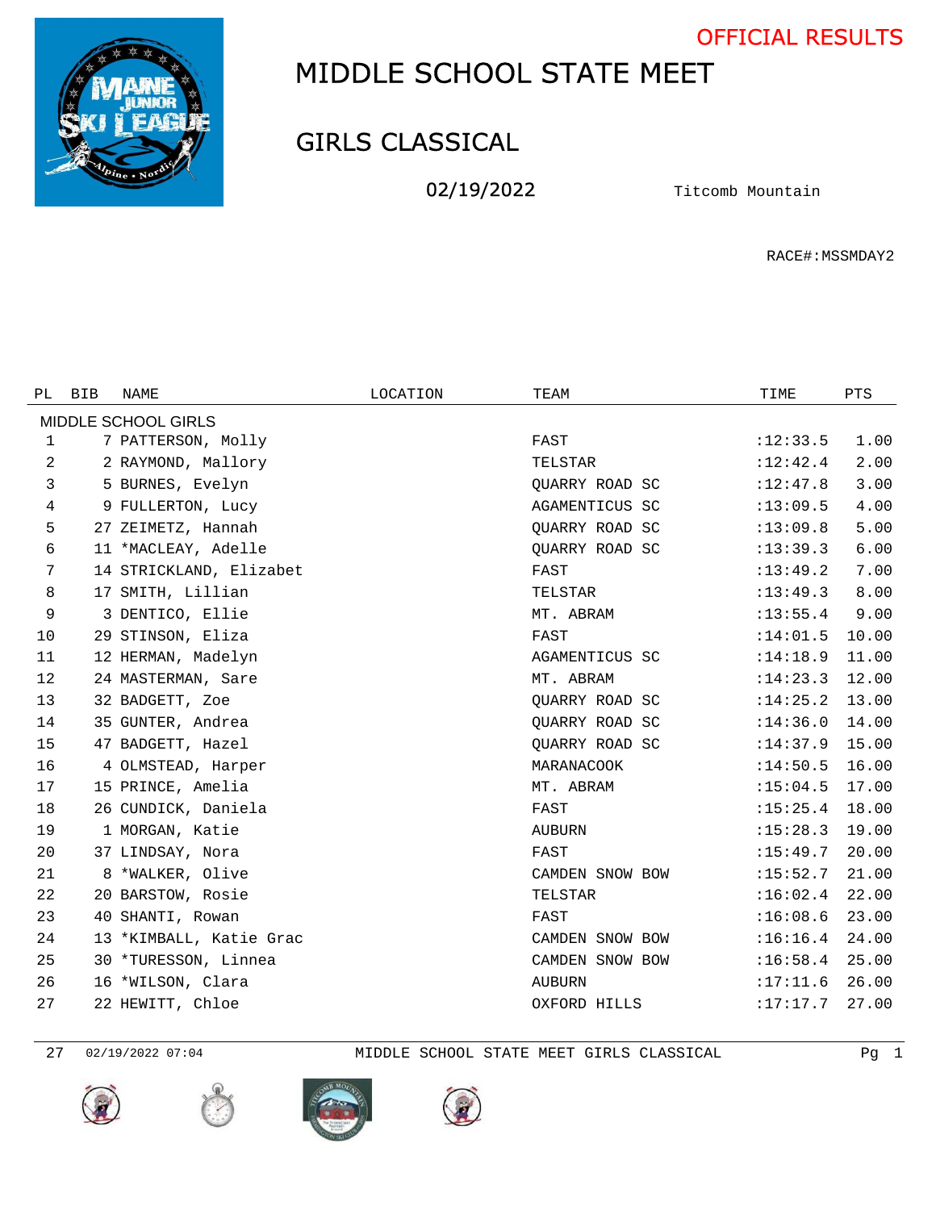OFFICIAL RESULTS

# MIDDLE SCHOOL STATE MEET

## GIRLS CLASSICAL

02/19/2022 Titcomb Mountain

RACE#:MSSMDAY2

| PL | BIB | NAME | LOCATION | TEAM | TIME | PTS |
|---|---|---|---|---|---|---|
| MIDDLE SCHOOL GIRLS | | | | | | |
| 1 | 7 | PATTERSON, Molly | | FAST | :12:33.5 | 1.00 |
| 2 | 2 | RAYMOND, Mallory | | TELSTAR | :12:42.4 | 2.00 |
| 3 | 5 | BURNES, Evelyn | | QUARRY ROAD SC | :12:47.8 | 3.00 |
| 4 | 9 | FULLERTON, Lucy | | AGAMENTICUS SC | :13:09.5 | 4.00 |
| 5 | 27 | ZEIMETZ, Hannah | | QUARRY ROAD SC | :13:09.8 | 5.00 |
| 6 | 11 | *MACLEAY, Adelle | | QUARRY ROAD SC | :13:39.3 | 6.00 |
| 7 | 14 | STRICKLAND, Elizabet | | FAST | :13:49.2 | 7.00 |
| 8 | 17 | SMITH, Lillian | | TELSTAR | :13:49.3 | 8.00 |
| 9 | 3 | DENTICO, Ellie | | MT. ABRAM | :13:55.4 | 9.00 |
| 10 | 29 | STINSON, Eliza | | FAST | :14:01.5 | 10.00 |
| 11 | 12 | HERMAN, Madelyn | | AGAMENTICUS SC | :14:18.9 | 11.00 |
| 12 | 24 | MASTERMAN, Sare | | MT. ABRAM | :14:23.3 | 12.00 |
| 13 | 32 | BADGETT, Zoe | | QUARRY ROAD SC | :14:25.2 | 13.00 |
| 14 | 35 | GUNTER, Andrea | | QUARRY ROAD SC | :14:36.0 | 14.00 |
| 15 | 47 | BADGETT, Hazel | | QUARRY ROAD SC | :14:37.9 | 15.00 |
| 16 | 4 | OLMSTEAD, Harper | | MARANACOOK | :14:50.5 | 16.00 |
| 17 | 15 | PRINCE, Amelia | | MT. ABRAM | :15:04.5 | 17.00 |
| 18 | 26 | CUNDICK, Daniela | | FAST | :15:25.4 | 18.00 |
| 19 | 1 | MORGAN, Katie | | AUBURN | :15:28.3 | 19.00 |
| 20 | 37 | LINDSAY, Nora | | FAST | :15:49.7 | 20.00 |
| 21 | 8 | *WALKER, Olive | | CAMDEN SNOW BOW | :15:52.7 | 21.00 |
| 22 | 20 | BARSTOW, Rosie | | TELSTAR | :16:02.4 | 22.00 |
| 23 | 40 | SHANTI, Rowan | | FAST | :16:08.6 | 23.00 |
| 24 | 13 | *KIMBALL, Katie Grac | | CAMDEN SNOW BOW | :16:16.4 | 24.00 |
| 25 | 30 | *TURESSON, Linnea | | CAMDEN SNOW BOW | :16:58.4 | 25.00 |
| 26 | 16 | *WILSON, Clara | | AUBURN | :17:11.6 | 26.00 |
| 27 | 22 | HEWITT, Chloe | | OXFORD HILLS | :17:17.7 | 27.00 |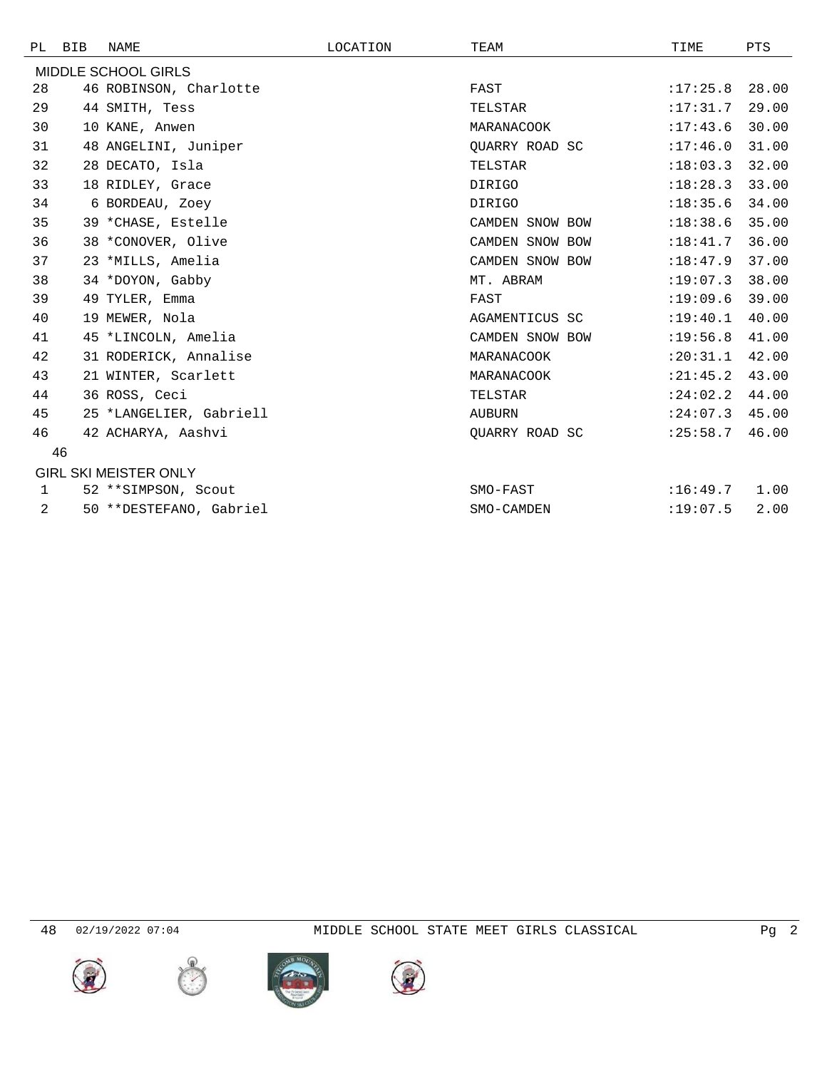| PL | BIB | NAME | LOCATION | TEAM | TIME | PTS |
|---|---|---|---|---|---|---|
| MIDDLE SCHOOL GIRLS | | | | | | |
| 28 | 46 | ROBINSON, Charlotte | | FAST | :17:25.8 | 28.00 |
| 29 | 44 | SMITH, Tess | | TELSTAR | :17:31.7 | 29.00 |
| 30 | 10 | KANE, Anwen | | MARANACOOK | :17:43.6 | 30.00 |
| 31 | 48 | ANGELINI, Juniper | | QUARRY ROAD SC | :17:46.0 | 31.00 |
| 32 | 28 | DECATO, Isla | | TELSTAR | :18:03.3 | 32.00 |
| 33 | 18 | RIDLEY, Grace | | DIRIGO | :18:28.3 | 33.00 |
| 34 | 6 | BORDEAU, Zoey | | DIRIGO | :18:35.6 | 34.00 |
| 35 | 39 | *CHASE, Estelle | | CAMDEN SNOW BOW | :18:38.6 | 35.00 |
| 36 | 38 | *CONOVER, Olive | | CAMDEN SNOW BOW | :18:41.7 | 36.00 |
| 37 | 23 | *MILLS, Amelia | | CAMDEN SNOW BOW | :18:47.9 | 37.00 |
| 38 | 34 | *DOYON, Gabby | | MT. ABRAM | :19:07.3 | 38.00 |
| 39 | 49 | TYLER, Emma | | FAST | :19:09.6 | 39.00 |
| 40 | 19 | MEWER, Nola | | AGAMENTICUS SC | :19:40.1 | 40.00 |
| 41 | 45 | *LINCOLN, Amelia | | CAMDEN SNOW BOW | :19:56.8 | 41.00 |
| 42 | 31 | RODERICK, Annalise | | MARANACOOK | :20:31.1 | 42.00 |
| 43 | 21 | WINTER, Scarlett | | MARANACOOK | :21:45.2 | 43.00 |
| 44 | 36 | ROSS, Ceci | | TELSTAR | :24:02.2 | 44.00 |
| 45 | 25 | *LANGELIER, Gabriell | | AUBURN | :24:07.3 | 45.00 |
| 46 | 42 | ACHARYA, Aashvi | | QUARRY ROAD SC | :25:58.7 | 46.00 |
| | 46 | | | | | |
| GIRL SKI MEISTER ONLY | | | | | | |
| 1 | 52 | **SIMPSON, Scout | | SMO-FAST | :16:49.7 | 1.00 |
| 2 | 50 | **DESTEFANO, Gabriel | | SMO-CAMDEN | :19:07.5 | 2.00 |

48 02/19/2022 07:04 MIDDLE SCHOOL STATE MEET GIRLS CLASSICAL